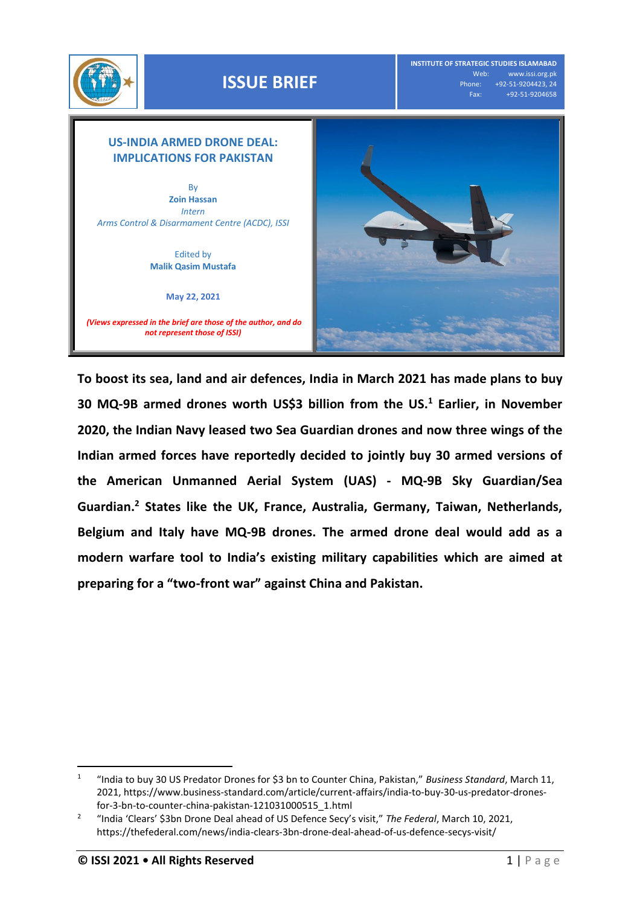ISSUE BRIEF

INSTITUTE OF STRATEGIC STUDIES ISLAMABAD
Web: www.issi.org.pk
Phone: +92-51-9204423, 24
Fax: +92-51-9204658

# US-INDIA ARMED DRONE DEAL: IMPLICATIONS FOR PAKISTAN

By
**Zoin Hassan**
*Intern*
*Arms Control & Disarmament Centre (ACDC), ISSI*

Edited by
**Malik Qasim Mustafa**

**May 22, 2021**

***(Views expressed in the brief are those of the author, and do not represent those of ISSI)***

**To boost its sea, land and air defences, India in March 2021 has made plans to buy 30 MQ-9B armed drones worth US$3 billion from the US.[1] Earlier, in November 2020, the Indian Navy leased two Sea Guardian drones and now three wings of the Indian armed forces have reportedly decided to jointly buy 30 armed versions of the American Unmanned Aerial System (UAS) - MQ-9B Sky Guardian/Sea Guardian.[2] States like the UK, France, Australia, Germany, Taiwan, Netherlands, Belgium and Italy have MQ-9B drones. The armed drone deal would add as a modern warfare tool to India's existing military capabilities which are aimed at preparing for a "two-front war" against China and Pakistan.**

---

[1] "India to buy 30 US Predator Drones for $3 bn to Counter China, Pakistan," *Business Standard*, March 11, 2021, https://www.business-standard.com/article/current-affairs/india-to-buy-30-us-predator-drones-for-3-bn-to-counter-china-pakistan-121031000515_1.html

[2] "India 'Clears' $3bn Drone Deal ahead of US Defence Secy's visit," *The Federal*, March 10, 2021, https://thefederal.com/news/india-clears-3bn-drone-deal-ahead-of-us-defence-secys-visit/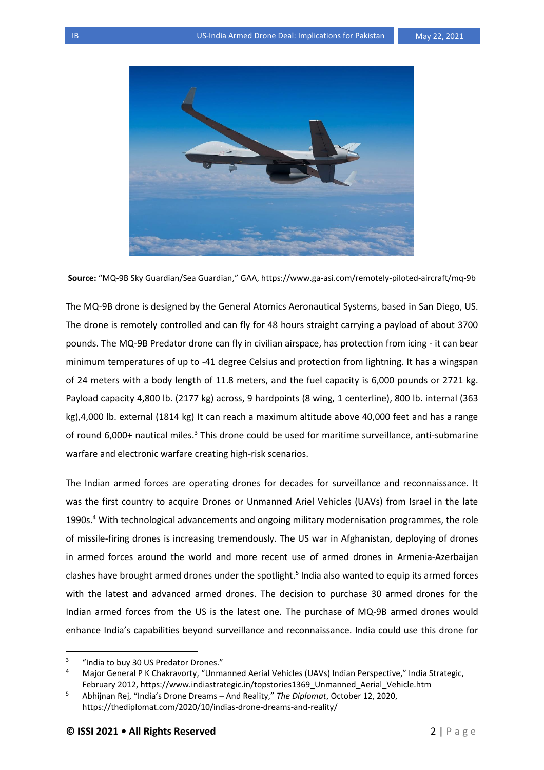**Source:** "MQ-9B Sky Guardian/Sea Guardian," GAA, https://www.ga-asi.com/remotely-piloted-aircraft/mq-9b

The MQ-9B drone is designed by the General Atomics Aeronautical Systems, based in San Diego, US. The drone is remotely controlled and can fly for 48 hours straight carrying a payload of about 3700 pounds. The MQ-9B Predator drone can fly in civilian airspace, has protection from icing - it can bear minimum temperatures of up to -41 degree Celsius and protection from lightning. It has a wingspan of 24 meters with a body length of 11.8 meters, and the fuel capacity is 6,000 pounds or 2721 kg. Payload capacity 4,800 lb. (2177 kg) across, 9 hardpoints (8 wing, 1 centerline), 800 lb. internal (363 kg),4,000 lb. external (1814 kg) It can reach a maximum altitude above 40,000 feet and has a range of round 6,000+ nautical miles.[3] This drone could be used for maritime surveillance, anti-submarine warfare and electronic warfare creating high-risk scenarios.

The Indian armed forces are operating drones for decades for surveillance and reconnaissance. It was the first country to acquire Drones or Unmanned Ariel Vehicles (UAVs) from Israel in the late 1990s.[4] With technological advancements and ongoing military modernisation programmes, the role of missile-firing drones is increasing tremendously. The US war in Afghanistan, deploying of drones in armed forces around the world and more recent use of armed drones in Armenia-Azerbaijan clashes have brought armed drones under the spotlight.[5] India also wanted to equip its armed forces with the latest and advanced armed drones. The decision to purchase 30 armed drones for the Indian armed forces from the US is the latest one. The purchase of MQ-9B armed drones would enhance India's capabilities beyond surveillance and reconnaissance. India could use this drone for

---

[3] "India to buy 30 US Predator Drones."

[4] Major General P K Chakravorty, "Unmanned Aerial Vehicles (UAVs) Indian Perspective," India Strategic, February 2012, https://www.indiastrategic.in/topstories1369_Unmanned_Aerial_Vehicle.htm

[5] Abhijnan Rej, "India's Drone Dreams – And Reality," *The Diplomat*, October 12, 2020, https://thediplomat.com/2020/10/indias-drone-dreams-and-reality/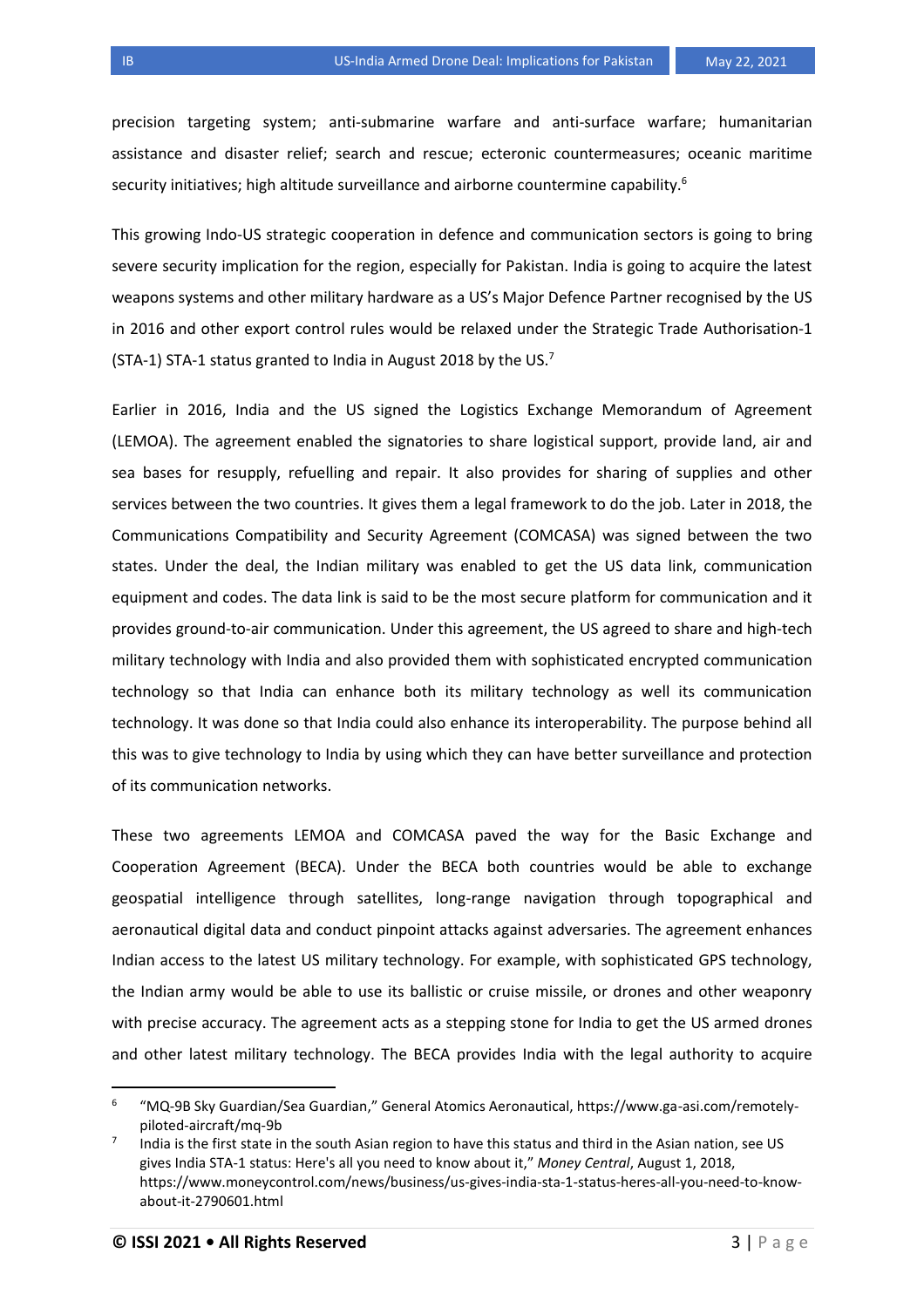precision targeting system; anti-submarine warfare and anti-surface warfare; humanitarian assistance and disaster relief; search and rescue; ecteronic countermeasures; oceanic maritime security initiatives; high altitude surveillance and airborne countermine capability.[6]

This growing Indo-US strategic cooperation in defence and communication sectors is going to bring severe security implication for the region, especially for Pakistan. India is going to acquire the latest weapons systems and other military hardware as a US's Major Defence Partner recognised by the US in 2016 and other export control rules would be relaxed under the Strategic Trade Authorisation-1 (STA-1) STA-1 status granted to India in August 2018 by the US.[7]

Earlier in 2016, India and the US signed the Logistics Exchange Memorandum of Agreement (LEMOA). The agreement enabled the signatories to share logistical support, provide land, air and sea bases for resupply, refuelling and repair. It also provides for sharing of supplies and other services between the two countries. It gives them a legal framework to do the job. Later in 2018, the Communications Compatibility and Security Agreement (COMCASA) was signed between the two states. Under the deal, the Indian military was enabled to get the US data link, communication equipment and codes. The data link is said to be the most secure platform for communication and it provides ground-to-air communication. Under this agreement, the US agreed to share and high-tech military technology with India and also provided them with sophisticated encrypted communication technology so that India can enhance both its military technology as well its communication technology. It was done so that India could also enhance its interoperability. The purpose behind all this was to give technology to India by using which they can have better surveillance and protection of its communication networks.

These two agreements LEMOA and COMCASA paved the way for the Basic Exchange and Cooperation Agreement (BECA). Under the BECA both countries would be able to exchange geospatial intelligence through satellites, long-range navigation through topographical and aeronautical digital data and conduct pinpoint attacks against adversaries. The agreement enhances Indian access to the latest US military technology. For example, with sophisticated GPS technology, the Indian army would be able to use its ballistic or cruise missile, or drones and other weaponry with precise accuracy. The agreement acts as a stepping stone for India to get the US armed drones and other latest military technology. The BECA provides India with the legal authority to acquire

---

[6] "MQ-9B Sky Guardian/Sea Guardian," General Atomics Aeronautical, https://www.ga-asi.com/remotely-piloted-aircraft/mq-9b

[7] India is the first state in the south Asian region to have this status and third in the Asian nation, see US gives India STA-1 status: Here's all you need to know about it," *Money Central*, August 1, 2018, https://www.moneycontrol.com/news/business/us-gives-india-sta-1-status-heres-all-you-need-to-know-about-it-2790601.html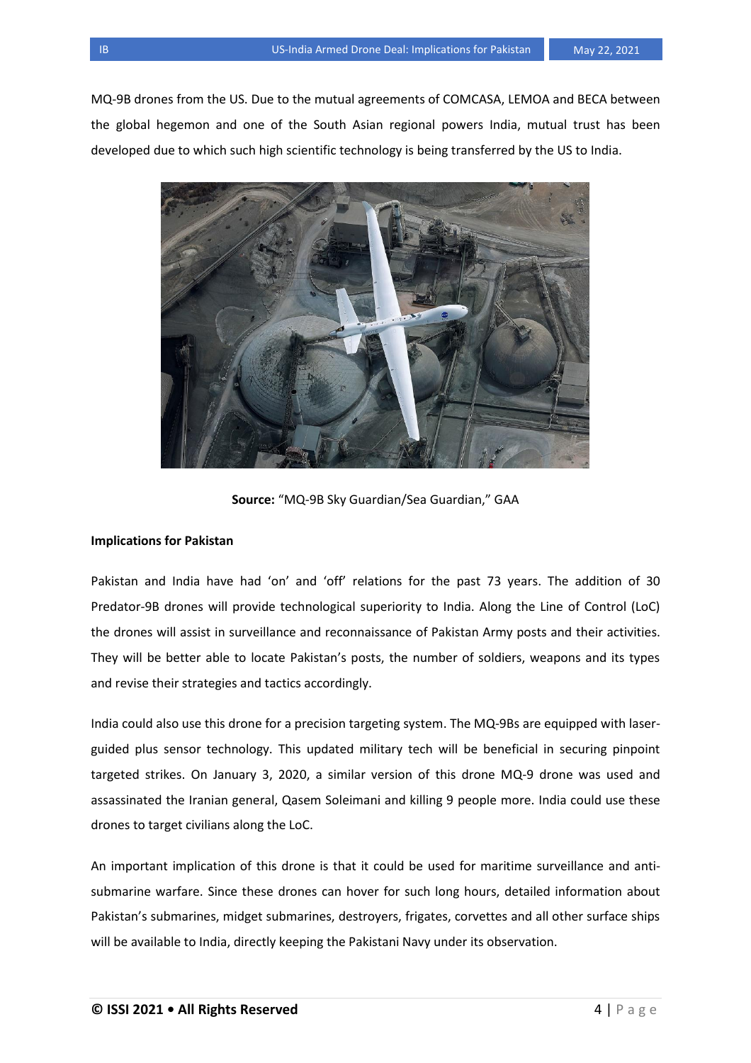MQ-9B drones from the US. Due to the mutual agreements of COMCASA, LEMOA and BECA between the global hegemon and one of the South Asian regional powers India, mutual trust has been developed due to which such high scientific technology is being transferred by the US to India.

**Source:** "MQ-9B Sky Guardian/Sea Guardian," GAA

**Implications for Pakistan**

Pakistan and India have had 'on' and 'off' relations for the past 73 years. The addition of 30 Predator-9B drones will provide technological superiority to India. Along the Line of Control (LoC) the drones will assist in surveillance and reconnaissance of Pakistan Army posts and their activities. They will be better able to locate Pakistan's posts, the number of soldiers, weapons and its types and revise their strategies and tactics accordingly.

India could also use this drone for a precision targeting system. The MQ-9Bs are equipped with laser-guided plus sensor technology. This updated military tech will be beneficial in securing pinpoint targeted strikes. On January 3, 2020, a similar version of this drone MQ-9 drone was used and assassinated the Iranian general, Qasem Soleimani and killing 9 people more. India could use these drones to target civilians along the LoC.

An important implication of this drone is that it could be used for maritime surveillance and anti-submarine warfare. Since these drones can hover for such long hours, detailed information about Pakistan's submarines, midget submarines, destroyers, frigates, corvettes and all other surface ships will be available to India, directly keeping the Pakistani Navy under its observation.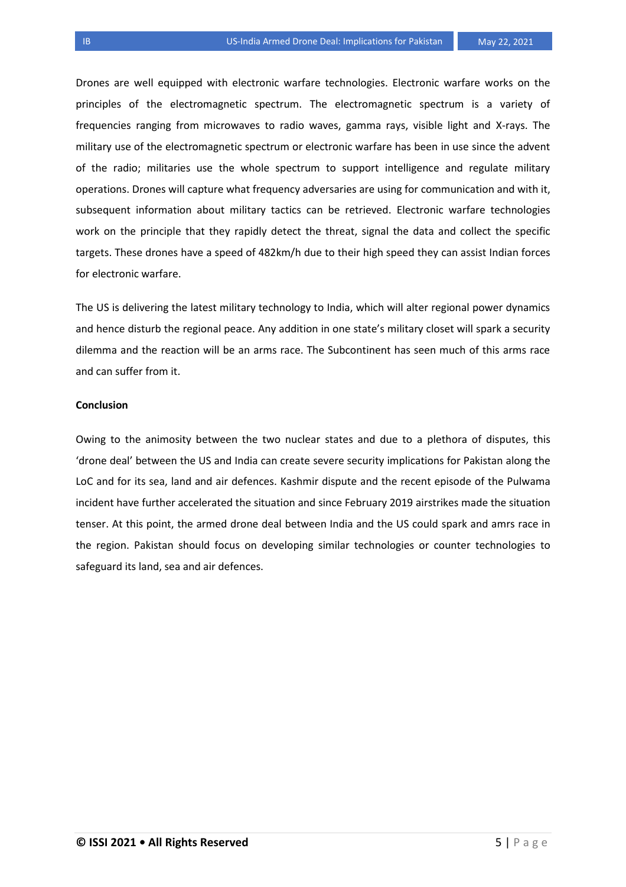Drones are well equipped with electronic warfare technologies. Electronic warfare works on the principles of the electromagnetic spectrum. The electromagnetic spectrum is a variety of frequencies ranging from microwaves to radio waves, gamma rays, visible light and X-rays. The military use of the electromagnetic spectrum or electronic warfare has been in use since the advent of the radio; militaries use the whole spectrum to support intelligence and regulate military operations. Drones will capture what frequency adversaries are using for communication and with it, subsequent information about military tactics can be retrieved. Electronic warfare technologies work on the principle that they rapidly detect the threat, signal the data and collect the specific targets. These drones have a speed of 482km/h due to their high speed they can assist Indian forces for electronic warfare.

The US is delivering the latest military technology to India, which will alter regional power dynamics and hence disturb the regional peace. Any addition in one state's military closet will spark a security dilemma and the reaction will be an arms race. The Subcontinent has seen much of this arms race and can suffer from it.

**Conclusion**

Owing to the animosity between the two nuclear states and due to a plethora of disputes, this 'drone deal' between the US and India can create severe security implications for Pakistan along the LoC and for its sea, land and air defences. Kashmir dispute and the recent episode of the Pulwama incident have further accelerated the situation and since February 2019 airstrikes made the situation tenser. At this point, the armed drone deal between India and the US could spark and amrs race in the region. Pakistan should focus on developing similar technologies or counter technologies to safeguard its land, sea and air defences.